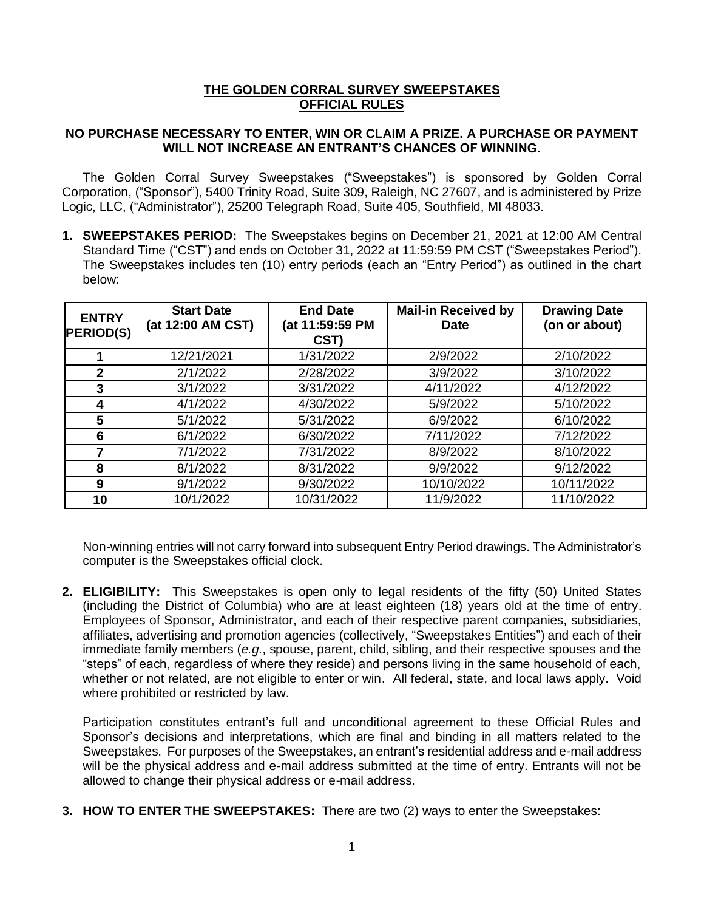# THE GOLDEN CORRAL SURVEY SWEEPSTAKES
## OFFICIAL RULES

**NO PURCHASE NECESSARY TO ENTER, WIN OR CLAIM A PRIZE. A PURCHASE OR PAYMENT WILL NOT INCREASE AN ENTRANT'S CHANCES OF WINNING.**

The Golden Corral Survey Sweepstakes ("Sweepstakes") is sponsored by Golden Corral Corporation, ("Sponsor"), 5400 Trinity Road, Suite 309, Raleigh, NC 27607, and is administered by Prize Logic, LLC, ("Administrator"), 25200 Telegraph Road, Suite 405, Southfield, MI 48033.

1. **SWEEPSTAKES PERIOD:** The Sweepstakes begins on December 21, 2021 at 12:00 AM Central Standard Time ("CST") and ends on October 31, 2022 at 11:59:59 PM CST ("Sweepstakes Period"). The Sweepstakes includes ten (10) entry periods (each an "Entry Period") as outlined in the chart below:

| ENTRY PERIOD(S) | Start Date (at 12:00 AM CST) | End Date (at 11:59:59 PM CST) | Mail-in Received by Date | Drawing Date (on or about) |
|---|---|---|---|---|
| 1 | 12/21/2021 | 1/31/2022 | 2/9/2022 | 2/10/2022 |
| 2 | 2/1/2022 | 2/28/2022 | 3/9/2022 | 3/10/2022 |
| 3 | 3/1/2022 | 3/31/2022 | 4/11/2022 | 4/12/2022 |
| 4 | 4/1/2022 | 4/30/2022 | 5/9/2022 | 5/10/2022 |
| 5 | 5/1/2022 | 5/31/2022 | 6/9/2022 | 6/10/2022 |
| 6 | 6/1/2022 | 6/30/2022 | 7/11/2022 | 7/12/2022 |
| 7 | 7/1/2022 | 7/31/2022 | 8/9/2022 | 8/10/2022 |
| 8 | 8/1/2022 | 8/31/2022 | 9/9/2022 | 9/12/2022 |
| 9 | 9/1/2022 | 9/30/2022 | 10/10/2022 | 10/11/2022 |
| 10 | 10/1/2022 | 10/31/2022 | 11/9/2022 | 11/10/2022 |

Non-winning entries will not carry forward into subsequent Entry Period drawings. The Administrator's computer is the Sweepstakes official clock.

2. **ELIGIBILITY:** This Sweepstakes is open only to legal residents of the fifty (50) United States (including the District of Columbia) who are at least eighteen (18) years old at the time of entry. Employees of Sponsor, Administrator, and each of their respective parent companies, subsidiaries, affiliates, advertising and promotion agencies (collectively, "Sweepstakes Entities") and each of their immediate family members (*e.g.*, spouse, parent, child, sibling, and their respective spouses and the "steps" of each, regardless of where they reside) and persons living in the same household of each, whether or not related, are not eligible to enter or win. All federal, state, and local laws apply. Void where prohibited or restricted by law.

   Participation constitutes entrant's full and unconditional agreement to these Official Rules and Sponsor's decisions and interpretations, which are final and binding in all matters related to the Sweepstakes. For purposes of the Sweepstakes, an entrant's residential address and e-mail address will be the physical address and e-mail address submitted at the time of entry. Entrants will not be allowed to change their physical address or e-mail address.

3. **HOW TO ENTER THE SWEEPSTAKES:** There are two (2) ways to enter the Sweepstakes: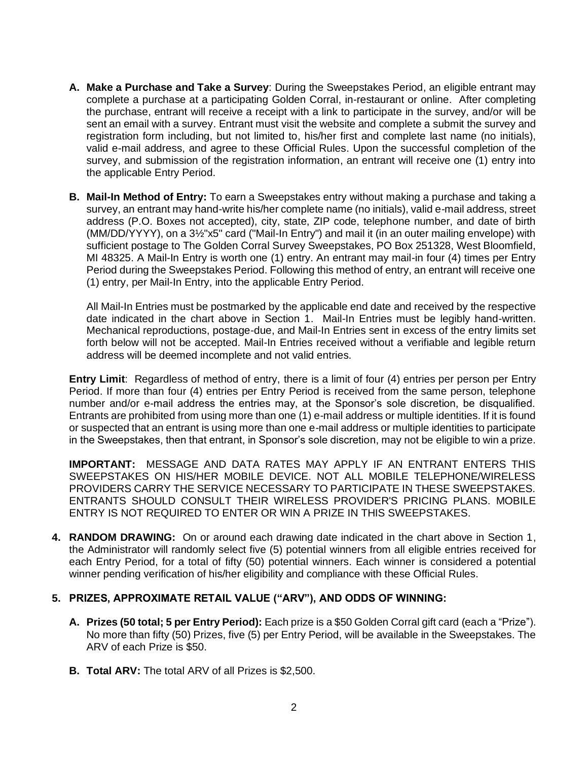**A. Make a Purchase and Take a Survey**: During the Sweepstakes Period, an eligible entrant may complete a purchase at a participating Golden Corral, in-restaurant or online. After completing the purchase, entrant will receive a receipt with a link to participate in the survey, and/or will be sent an email with a survey. Entrant must visit the website and complete a submit the survey and registration form including, but not limited to, his/her first and complete last name (no initials), valid e-mail address, and agree to these Official Rules. Upon the successful completion of the survey, and submission of the registration information, an entrant will receive one (1) entry into the applicable Entry Period.

**B. Mail-In Method of Entry:** To earn a Sweepstakes entry without making a purchase and taking a survey, an entrant may hand-write his/her complete name (no initials), valid e-mail address, street address (P.O. Boxes not accepted), city, state, ZIP code, telephone number, and date of birth (MM/DD/YYYY), on a 3½"x5" card ("Mail-In Entry") and mail it (in an outer mailing envelope) with sufficient postage to The Golden Corral Survey Sweepstakes, PO Box 251328, West Bloomfield, MI 48325. A Mail-In Entry is worth one (1) entry. An entrant may mail-in four (4) times per Entry Period during the Sweepstakes Period. Following this method of entry, an entrant will receive one (1) entry, per Mail-In Entry, into the applicable Entry Period.

All Mail-In Entries must be postmarked by the applicable end date and received by the respective date indicated in the chart above in Section 1. Mail-In Entries must be legibly hand-written. Mechanical reproductions, postage-due, and Mail-In Entries sent in excess of the entry limits set forth below will not be accepted. Mail-In Entries received without a verifiable and legible return address will be deemed incomplete and not valid entries.

**Entry Limit**: Regardless of method of entry, there is a limit of four (4) entries per person per Entry Period. If more than four (4) entries per Entry Period is received from the same person, telephone number and/or e-mail address the entries may, at the Sponsor's sole discretion, be disqualified. Entrants are prohibited from using more than one (1) e-mail address or multiple identities. If it is found or suspected that an entrant is using more than one e-mail address or multiple identities to participate in the Sweepstakes, then that entrant, in Sponsor's sole discretion, may not be eligible to win a prize.

**IMPORTANT:** MESSAGE AND DATA RATES MAY APPLY IF AN ENTRANT ENTERS THIS SWEEPSTAKES ON HIS/HER MOBILE DEVICE. NOT ALL MOBILE TELEPHONE/WIRELESS PROVIDERS CARRY THE SERVICE NECESSARY TO PARTICIPATE IN THESE SWEEPSTAKES. ENTRANTS SHOULD CONSULT THEIR WIRELESS PROVIDER'S PRICING PLANS. MOBILE ENTRY IS NOT REQUIRED TO ENTER OR WIN A PRIZE IN THIS SWEEPSTAKES.

**4. RANDOM DRAWING:** On or around each drawing date indicated in the chart above in Section 1, the Administrator will randomly select five (5) potential winners from all eligible entries received for each Entry Period, for a total of fifty (50) potential winners. Each winner is considered a potential winner pending verification of his/her eligibility and compliance with these Official Rules.

**5. PRIZES, APPROXIMATE RETAIL VALUE ("ARV"), AND ODDS OF WINNING:**

**A. Prizes (50 total; 5 per Entry Period):** Each prize is a $50 Golden Corral gift card (each a "Prize"). No more than fifty (50) Prizes, five (5) per Entry Period, will be available in the Sweepstakes. The ARV of each Prize is $50.

**B. Total ARV:** The total ARV of all Prizes is $2,500.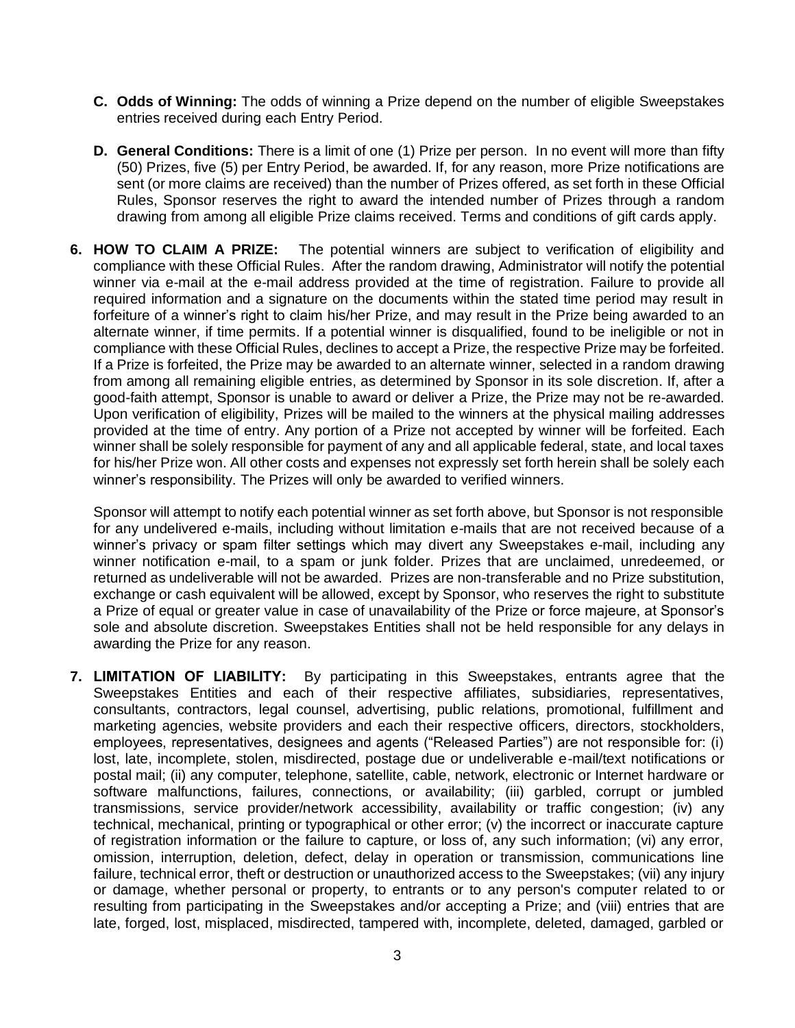**C. Odds of Winning:** The odds of winning a Prize depend on the number of eligible Sweepstakes entries received during each Entry Period.

**D. General Conditions:** There is a limit of one (1) Prize per person. In no event will more than fifty (50) Prizes, five (5) per Entry Period, be awarded. If, for any reason, more Prize notifications are sent (or more claims are received) than the number of Prizes offered, as set forth in these Official Rules, Sponsor reserves the right to award the intended number of Prizes through a random drawing from among all eligible Prize claims received. Terms and conditions of gift cards apply.

**6. HOW TO CLAIM A PRIZE:** The potential winners are subject to verification of eligibility and compliance with these Official Rules. After the random drawing, Administrator will notify the potential winner via e-mail at the e-mail address provided at the time of registration. Failure to provide all required information and a signature on the documents within the stated time period may result in forfeiture of a winner's right to claim his/her Prize, and may result in the Prize being awarded to an alternate winner, if time permits. If a potential winner is disqualified, found to be ineligible or not in compliance with these Official Rules, declines to accept a Prize, the respective Prize may be forfeited. If a Prize is forfeited, the Prize may be awarded to an alternate winner, selected in a random drawing from among all remaining eligible entries, as determined by Sponsor in its sole discretion. If, after a good-faith attempt, Sponsor is unable to award or deliver a Prize, the Prize may not be re-awarded. Upon verification of eligibility, Prizes will be mailed to the winners at the physical mailing addresses provided at the time of entry. Any portion of a Prize not accepted by winner will be forfeited. Each winner shall be solely responsible for payment of any and all applicable federal, state, and local taxes for his/her Prize won. All other costs and expenses not expressly set forth herein shall be solely each winner's responsibility. The Prizes will only be awarded to verified winners.

Sponsor will attempt to notify each potential winner as set forth above, but Sponsor is not responsible for any undelivered e-mails, including without limitation e-mails that are not received because of a winner's privacy or spam filter settings which may divert any Sweepstakes e-mail, including any winner notification e-mail, to a spam or junk folder. Prizes that are unclaimed, unredeemed, or returned as undeliverable will not be awarded. Prizes are non-transferable and no Prize substitution, exchange or cash equivalent will be allowed, except by Sponsor, who reserves the right to substitute a Prize of equal or greater value in case of unavailability of the Prize or force majeure, at Sponsor's sole and absolute discretion. Sweepstakes Entities shall not be held responsible for any delays in awarding the Prize for any reason.

**7. LIMITATION OF LIABILITY:** By participating in this Sweepstakes, entrants agree that the Sweepstakes Entities and each of their respective affiliates, subsidiaries, representatives, consultants, contractors, legal counsel, advertising, public relations, promotional, fulfillment and marketing agencies, website providers and each their respective officers, directors, stockholders, employees, representatives, designees and agents ("Released Parties") are not responsible for: (i) lost, late, incomplete, stolen, misdirected, postage due or undeliverable e-mail/text notifications or postal mail; (ii) any computer, telephone, satellite, cable, network, electronic or Internet hardware or software malfunctions, failures, connections, or availability; (iii) garbled, corrupt or jumbled transmissions, service provider/network accessibility, availability or traffic congestion; (iv) any technical, mechanical, printing or typographical or other error; (v) the incorrect or inaccurate capture of registration information or the failure to capture, or loss of, any such information; (vi) any error, omission, interruption, deletion, defect, delay in operation or transmission, communications line failure, technical error, theft or destruction or unauthorized access to the Sweepstakes; (vii) any injury or damage, whether personal or property, to entrants or to any person's computer related to or resulting from participating in the Sweepstakes and/or accepting a Prize; and (viii) entries that are late, forged, lost, misplaced, misdirected, tampered with, incomplete, deleted, damaged, garbled or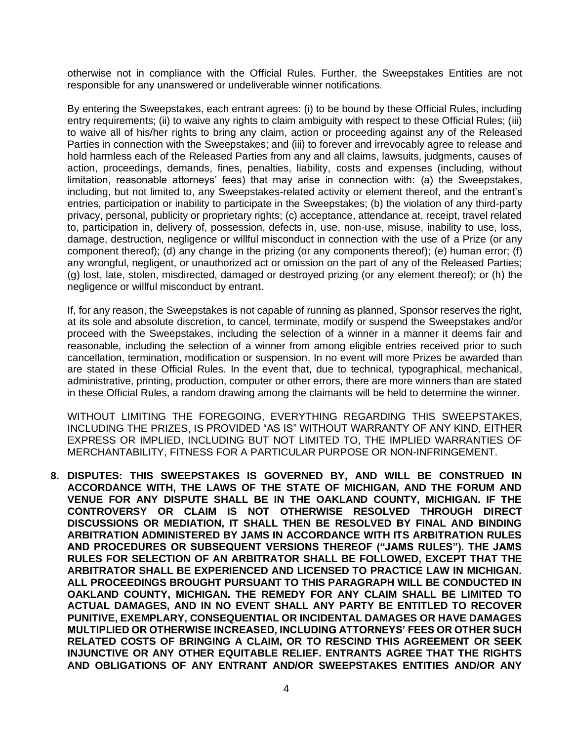otherwise not in compliance with the Official Rules. Further, the Sweepstakes Entities are not responsible for any unanswered or undeliverable winner notifications.

By entering the Sweepstakes, each entrant agrees: (i) to be bound by these Official Rules, including entry requirements; (ii) to waive any rights to claim ambiguity with respect to these Official Rules; (iii) to waive all of his/her rights to bring any claim, action or proceeding against any of the Released Parties in connection with the Sweepstakes; and (iii) to forever and irrevocably agree to release and hold harmless each of the Released Parties from any and all claims, lawsuits, judgments, causes of action, proceedings, demands, fines, penalties, liability, costs and expenses (including, without limitation, reasonable attorneys' fees) that may arise in connection with: (a) the Sweepstakes, including, but not limited to, any Sweepstakes-related activity or element thereof, and the entrant's entries, participation or inability to participate in the Sweepstakes; (b) the violation of any third-party privacy, personal, publicity or proprietary rights; (c) acceptance, attendance at, receipt, travel related to, participation in, delivery of, possession, defects in, use, non-use, misuse, inability to use, loss, damage, destruction, negligence or willful misconduct in connection with the use of a Prize (or any component thereof); (d) any change in the prizing (or any components thereof); (e) human error; (f) any wrongful, negligent, or unauthorized act or omission on the part of any of the Released Parties; (g) lost, late, stolen, misdirected, damaged or destroyed prizing (or any element thereof); or (h) the negligence or willful misconduct by entrant.

If, for any reason, the Sweepstakes is not capable of running as planned, Sponsor reserves the right, at its sole and absolute discretion, to cancel, terminate, modify or suspend the Sweepstakes and/or proceed with the Sweepstakes, including the selection of a winner in a manner it deems fair and reasonable, including the selection of a winner from among eligible entries received prior to such cancellation, termination, modification or suspension. In no event will more Prizes be awarded than are stated in these Official Rules. In the event that, due to technical, typographical, mechanical, administrative, printing, production, computer or other errors, there are more winners than are stated in these Official Rules, a random drawing among the claimants will be held to determine the winner.

WITHOUT LIMITING THE FOREGOING, EVERYTHING REGARDING THIS SWEEPSTAKES, INCLUDING THE PRIZES, IS PROVIDED "AS IS" WITHOUT WARRANTY OF ANY KIND, EITHER EXPRESS OR IMPLIED, INCLUDING BUT NOT LIMITED TO, THE IMPLIED WARRANTIES OF MERCHANTABILITY, FITNESS FOR A PARTICULAR PURPOSE OR NON-INFRINGEMENT.

**8. DISPUTES: THIS SWEEPSTAKES IS GOVERNED BY, AND WILL BE CONSTRUED IN ACCORDANCE WITH, THE LAWS OF THE STATE OF MICHIGAN, AND THE FORUM AND VENUE FOR ANY DISPUTE SHALL BE IN THE OAKLAND COUNTY, MICHIGAN. IF THE CONTROVERSY OR CLAIM IS NOT OTHERWISE RESOLVED THROUGH DIRECT DISCUSSIONS OR MEDIATION, IT SHALL THEN BE RESOLVED BY FINAL AND BINDING ARBITRATION ADMINISTERED BY JAMS IN ACCORDANCE WITH ITS ARBITRATION RULES AND PROCEDURES OR SUBSEQUENT VERSIONS THEREOF ("JAMS RULES"). THE JAMS RULES FOR SELECTION OF AN ARBITRATOR SHALL BE FOLLOWED, EXCEPT THAT THE ARBITRATOR SHALL BE EXPERIENCED AND LICENSED TO PRACTICE LAW IN MICHIGAN. ALL PROCEEDINGS BROUGHT PURSUANT TO THIS PARAGRAPH WILL BE CONDUCTED IN OAKLAND COUNTY, MICHIGAN. THE REMEDY FOR ANY CLAIM SHALL BE LIMITED TO ACTUAL DAMAGES, AND IN NO EVENT SHALL ANY PARTY BE ENTITLED TO RECOVER PUNITIVE, EXEMPLARY, CONSEQUENTIAL OR INCIDENTAL DAMAGES OR HAVE DAMAGES MULTIPLIED OR OTHERWISE INCREASED, INCLUDING ATTORNEYS' FEES OR OTHER SUCH RELATED COSTS OF BRINGING A CLAIM, OR TO RESCIND THIS AGREEMENT OR SEEK INJUNCTIVE OR ANY OTHER EQUITABLE RELIEF. ENTRANTS AGREE THAT THE RIGHTS AND OBLIGATIONS OF ANY ENTRANT AND/OR SWEEPSTAKES ENTITIES AND/OR ANY**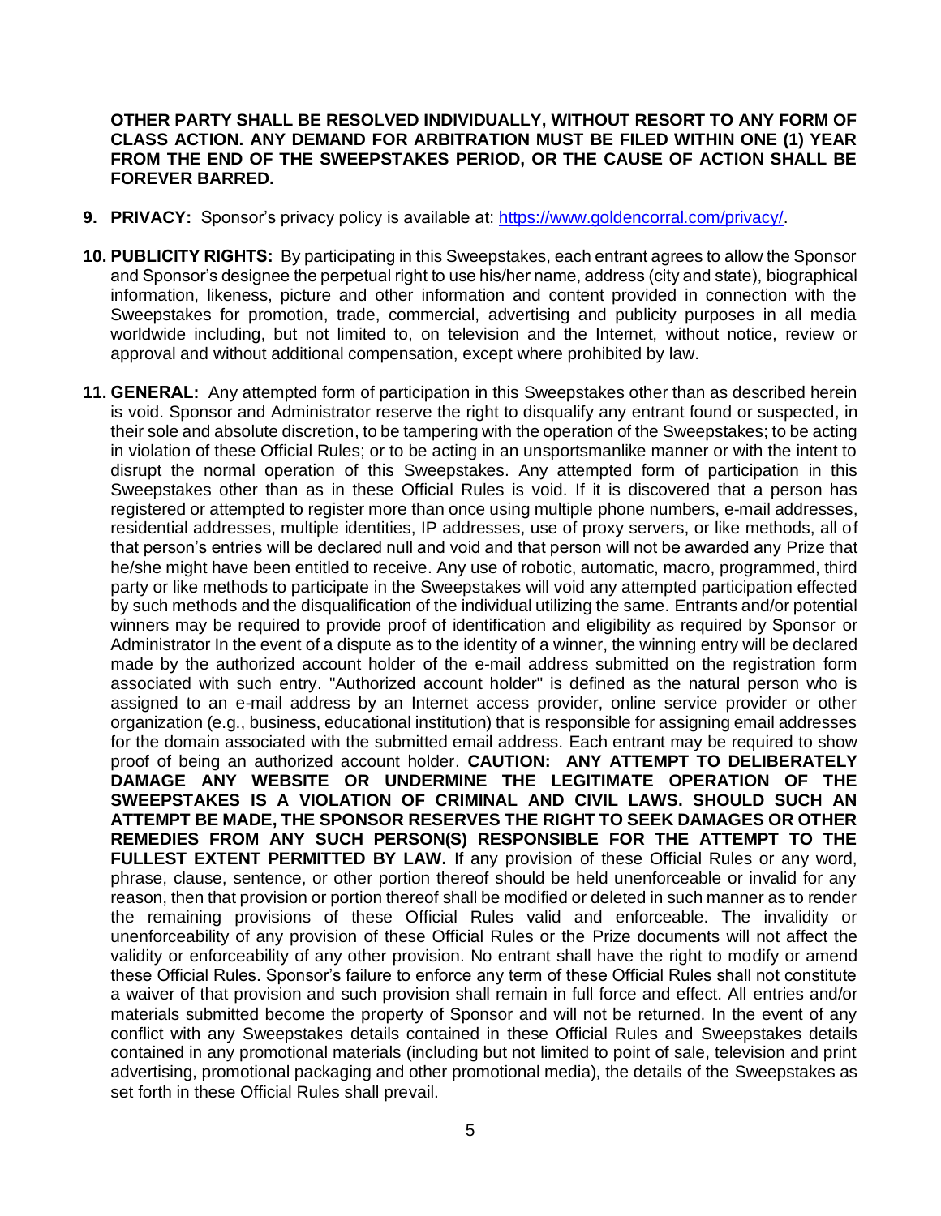**OTHER PARTY SHALL BE RESOLVED INDIVIDUALLY, WITHOUT RESORT TO ANY FORM OF CLASS ACTION. ANY DEMAND FOR ARBITRATION MUST BE FILED WITHIN ONE (1) YEAR FROM THE END OF THE SWEEPSTAKES PERIOD, OR THE CAUSE OF ACTION SHALL BE FOREVER BARRED.**

9. **PRIVACY:** Sponsor's privacy policy is available at: [https://www.goldencorral.com/privacy/](https://www.goldencorral.com/privacy/).

10. **PUBLICITY RIGHTS:** By participating in this Sweepstakes, each entrant agrees to allow the Sponsor and Sponsor's designee the perpetual right to use his/her name, address (city and state), biographical information, likeness, picture and other information and content provided in connection with the Sweepstakes for promotion, trade, commercial, advertising and publicity purposes in all media worldwide including, but not limited to, on television and the Internet, without notice, review or approval and without additional compensation, except where prohibited by law.

11. **GENERAL:** Any attempted form of participation in this Sweepstakes other than as described herein is void. Sponsor and Administrator reserve the right to disqualify any entrant found or suspected, in their sole and absolute discretion, to be tampering with the operation of the Sweepstakes; to be acting in violation of these Official Rules; or to be acting in an unsportsmanlike manner or with the intent to disrupt the normal operation of this Sweepstakes. Any attempted form of participation in this Sweepstakes other than as in these Official Rules is void. If it is discovered that a person has registered or attempted to register more than once using multiple phone numbers, e-mail addresses, residential addresses, multiple identities, IP addresses, use of proxy servers, or like methods, all of that person's entries will be declared null and void and that person will not be awarded any Prize that he/she might have been entitled to receive. Any use of robotic, automatic, macro, programmed, third party or like methods to participate in the Sweepstakes will void any attempted participation effected by such methods and the disqualification of the individual utilizing the same. Entrants and/or potential winners may be required to provide proof of identification and eligibility as required by Sponsor or Administrator In the event of a dispute as to the identity of a winner, the winning entry will be declared made by the authorized account holder of the e-mail address submitted on the registration form associated with such entry. "Authorized account holder" is defined as the natural person who is assigned to an e-mail address by an Internet access provider, online service provider or other organization (e.g., business, educational institution) that is responsible for assigning email addresses for the domain associated with the submitted email address. Each entrant may be required to show proof of being an authorized account holder. **CAUTION: ANY ATTEMPT TO DELIBERATELY DAMAGE ANY WEBSITE OR UNDERMINE THE LEGITIMATE OPERATION OF THE SWEEPSTAKES IS A VIOLATION OF CRIMINAL AND CIVIL LAWS. SHOULD SUCH AN ATTEMPT BE MADE, THE SPONSOR RESERVES THE RIGHT TO SEEK DAMAGES OR OTHER REMEDIES FROM ANY SUCH PERSON(S) RESPONSIBLE FOR THE ATTEMPT TO THE FULLEST EXTENT PERMITTED BY LAW.** If any provision of these Official Rules or any word, phrase, clause, sentence, or other portion thereof should be held unenforceable or invalid for any reason, then that provision or portion thereof shall be modified or deleted in such manner as to render the remaining provisions of these Official Rules valid and enforceable. The invalidity or unenforceability of any provision of these Official Rules or the Prize documents will not affect the validity or enforceability of any other provision. No entrant shall have the right to modify or amend these Official Rules. Sponsor's failure to enforce any term of these Official Rules shall not constitute a waiver of that provision and such provision shall remain in full force and effect. All entries and/or materials submitted become the property of Sponsor and will not be returned. In the event of any conflict with any Sweepstakes details contained in these Official Rules and Sweepstakes details contained in any promotional materials (including but not limited to point of sale, television and print advertising, promotional packaging and other promotional media), the details of the Sweepstakes as set forth in these Official Rules shall prevail.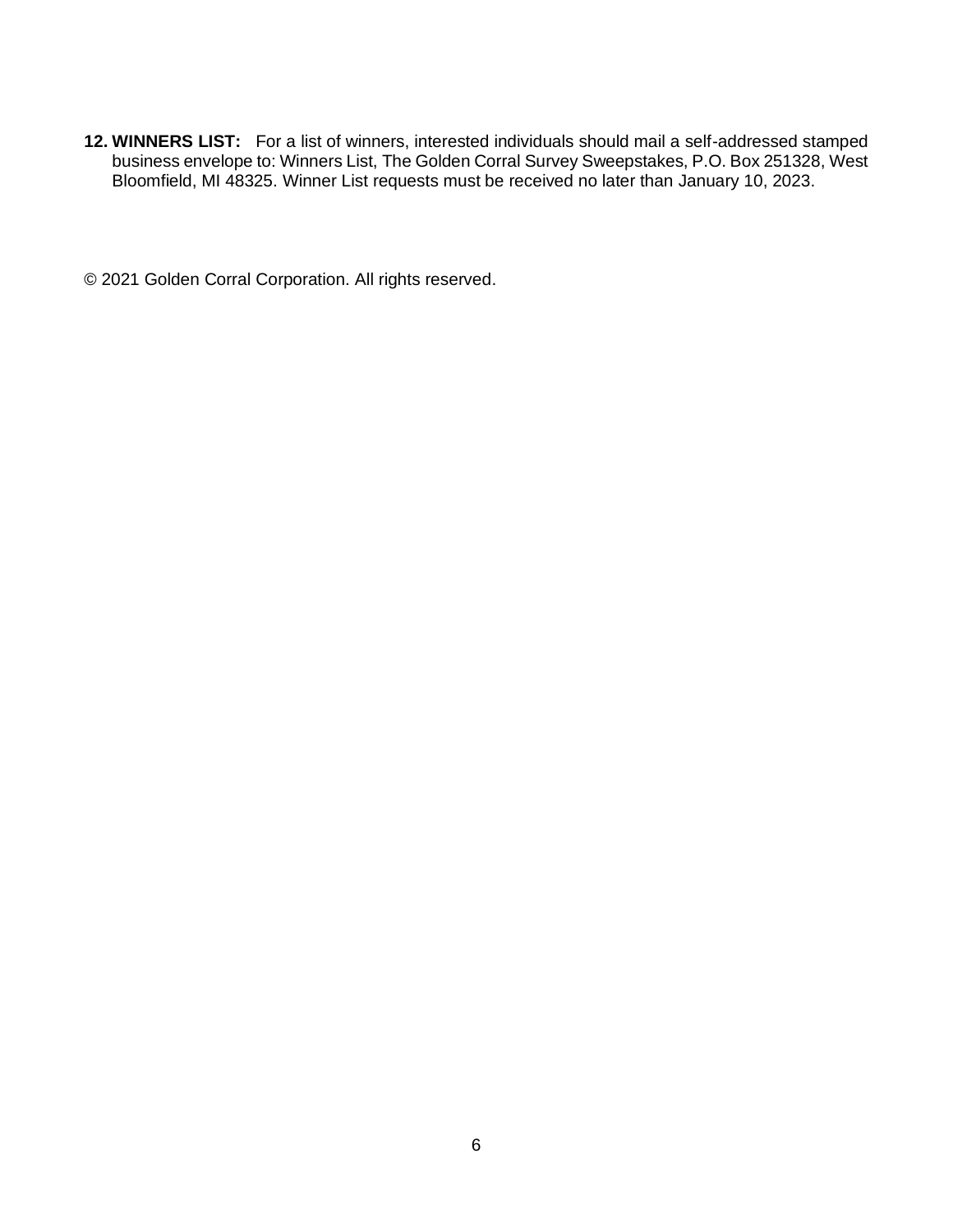12. **WINNERS LIST:** For a list of winners, interested individuals should mail a self-addressed stamped business envelope to: Winners List, The Golden Corral Survey Sweepstakes, P.O. Box 251328, West Bloomfield, MI 48325. Winner List requests must be received no later than January 10, 2023.

© 2021 Golden Corral Corporation. All rights reserved.